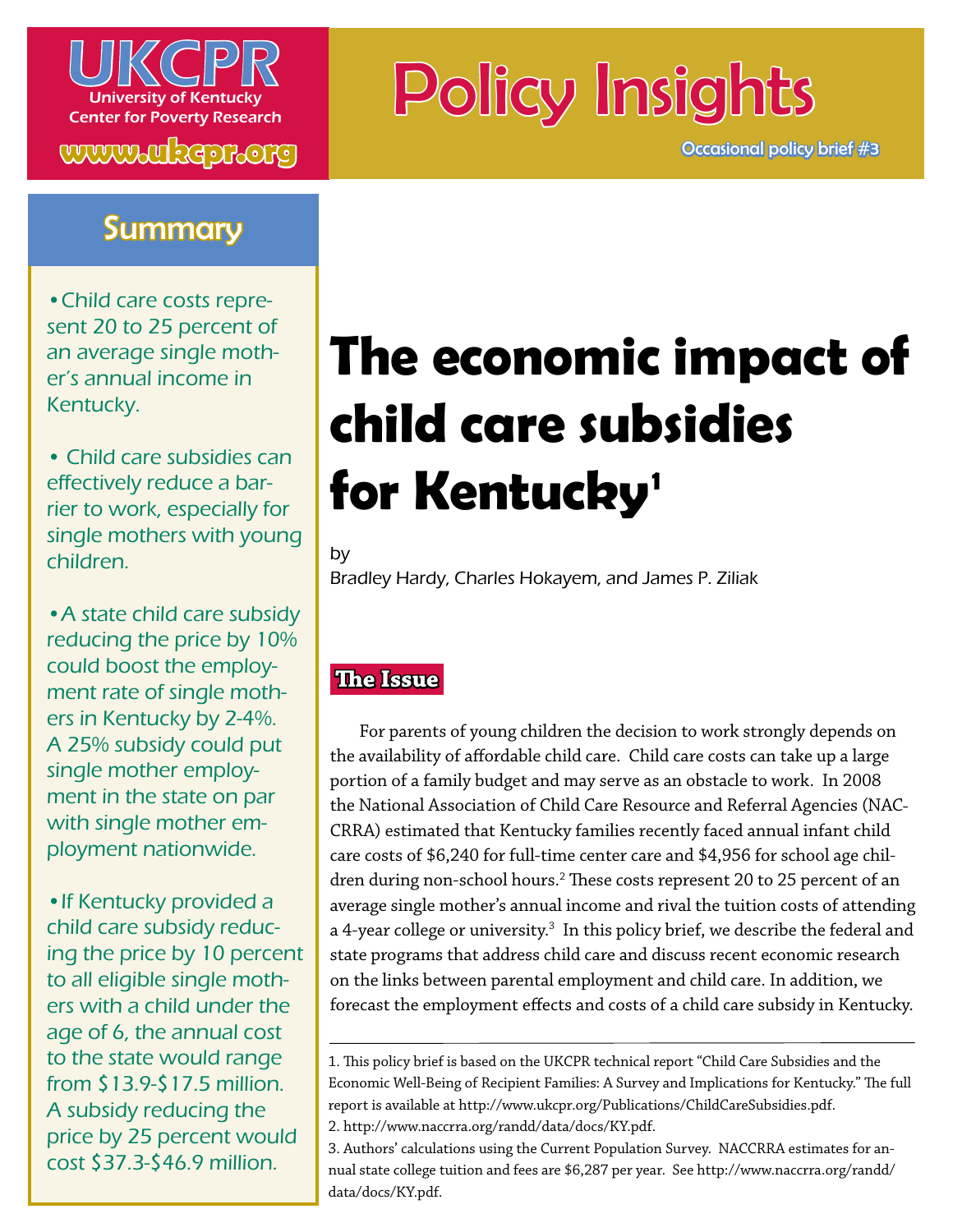UKCPR
University of Kentucky
Center for Poverty Research

www.ukcpr.org

# Policy Insights

Occasional policy brief #3

## Summary

- Child care costs represent 20 to 25 percent of an average single mother's annual income in Kentucky.
- Child care subsidies can effectively reduce a barrier to work, especially for single mothers with young children.
- A state child care subsidy reducing the price by 10% could boost the employment rate of single mothers in Kentucky by 2-4%. A 25% subsidy could put single mother employment in the state on par with single mother employment nationwide.
- If Kentucky provided a child care subsidy reducing the price by 10 percent to all eligible single mothers with a child under the age of 6, the annual cost to the state would range from $13.9-$17.5 million. A subsidy reducing the price by 25 percent would cost $37.3-$46.9 million.

# The economic impact of child care subsidies for Kentucky[1]

by
Bradley Hardy, Charles Hokayem, and James P. Ziliak

## The Issue

For parents of young children the decision to work strongly depends on the availability of affordable child care. Child care costs can take up a large portion of a family budget and may serve as an obstacle to work. In 2008 the National Association of Child Care Resource and Referral Agencies (NACCRRA) estimated that Kentucky families recently faced annual infant child care costs of $6,240 for full-time center care and $4,956 for school age children during non-school hours.[2] These costs represent 20 to 25 percent of an average single mother's annual income and rival the tuition costs of attending a 4-year college or university.[3] In this policy brief, we describe the federal and state programs that address child care and discuss recent economic research on the links between parental employment and child care. In addition, we forecast the employment effects and costs of a child care subsidy in Kentucky.

1. This policy brief is based on the UKCPR technical report "Child Care Subsidies and the Economic Well-Being of Recipient Families: A Survey and Implications for Kentucky." The full report is available at http://www.ukcpr.org/Publications/ChildCareSubsidies.pdf.
2. http://www.naccrra.org/randd/data/docs/KY.pdf.
3. Authors' calculations using the Current Population Survey. NACCRRA estimates for annual state college tuition and fees are $6,287 per year. See http://www.naccrra.org/randd/data/docs/KY.pdf.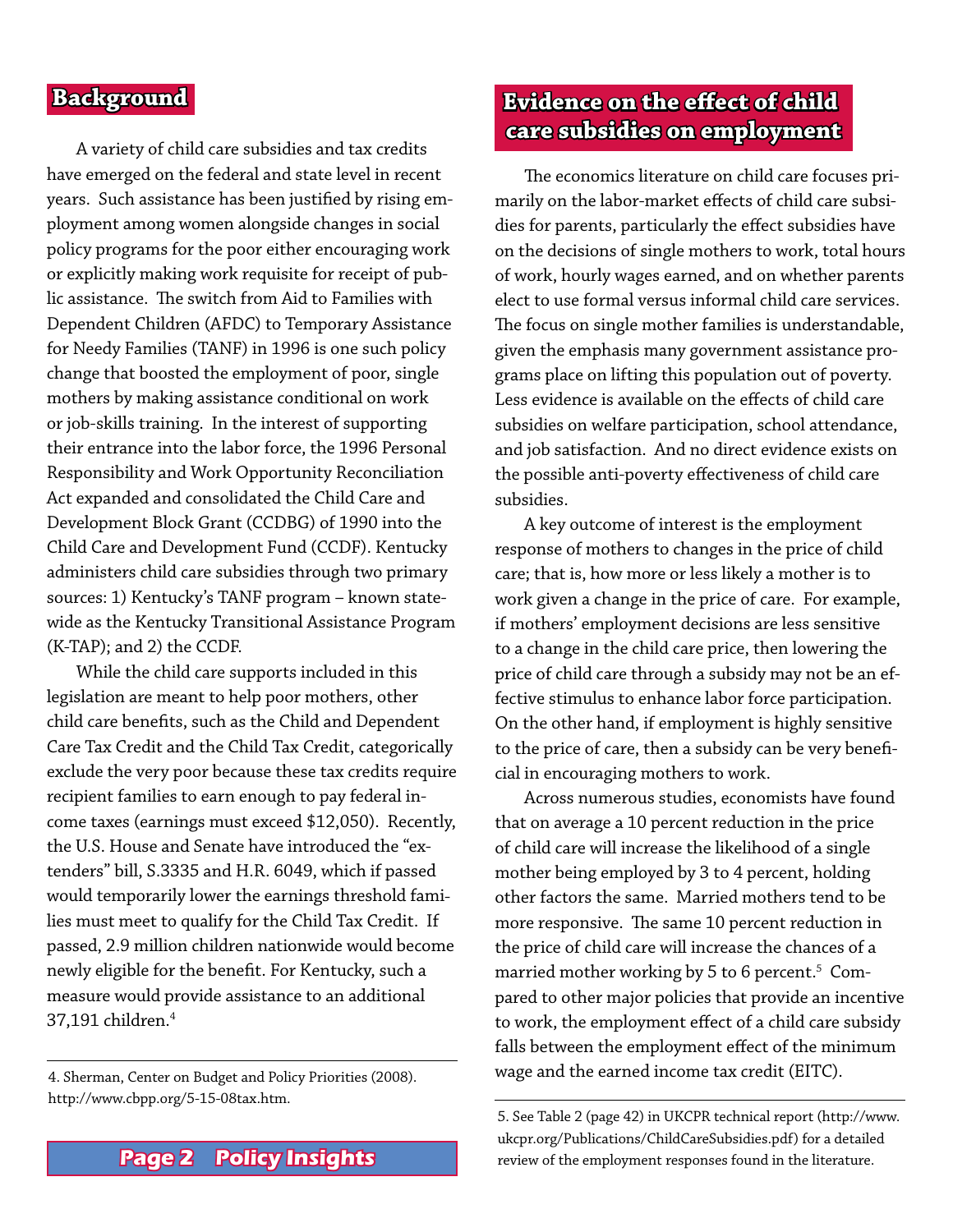## Background

A variety of child care subsidies and tax credits have emerged on the federal and state level in recent years. Such assistance has been justified by rising employment among women alongside changes in social policy programs for the poor either encouraging work or explicitly making work requisite for receipt of public assistance. The switch from Aid to Families with Dependent Children (AFDC) to Temporary Assistance for Needy Families (TANF) in 1996 is one such policy change that boosted the employment of poor, single mothers by making assistance conditional on work or job-skills training. In the interest of supporting their entrance into the labor force, the 1996 Personal Responsibility and Work Opportunity Reconciliation Act expanded and consolidated the Child Care and Development Block Grant (CCDBG) of 1990 into the Child Care and Development Fund (CCDF). Kentucky administers child care subsidies through two primary sources: 1) Kentucky's TANF program – known statewide as the Kentucky Transitional Assistance Program (K-TAP); and 2) the CCDF.

While the child care supports included in this legislation are meant to help poor mothers, other child care benefits, such as the Child and Dependent Care Tax Credit and the Child Tax Credit, categorically exclude the very poor because these tax credits require recipient families to earn enough to pay federal income taxes (earnings must exceed $12,050). Recently, the U.S. House and Senate have introduced the "extenders" bill, S.3335 and H.R. 6049, which if passed would temporarily lower the earnings threshold families must meet to qualify for the Child Tax Credit. If passed, 2.9 million children nationwide would become newly eligible for the benefit. For Kentucky, such a measure would provide assistance to an additional 37,191 children.[4]

4. Sherman, Center on Budget and Policy Priorities (2008). http://www.cbpp.org/5-15-08tax.htm.

## Evidence on the effect of child care subsidies on employment

The economics literature on child care focuses primarily on the labor-market effects of child care subsidies for parents, particularly the effect subsidies have on the decisions of single mothers to work, total hours of work, hourly wages earned, and on whether parents elect to use formal versus informal child care services. The focus on single mother families is understandable, given the emphasis many government assistance programs place on lifting this population out of poverty. Less evidence is available on the effects of child care subsidies on welfare participation, school attendance, and job satisfaction. And no direct evidence exists on the possible anti-poverty effectiveness of child care subsidies.

A key outcome of interest is the employment response of mothers to changes in the price of child care; that is, how more or less likely a mother is to work given a change in the price of care. For example, if mothers' employment decisions are less sensitive to a change in the child care price, then lowering the price of child care through a subsidy may not be an effective stimulus to enhance labor force participation. On the other hand, if employment is highly sensitive to the price of care, then a subsidy can be very beneficial in encouraging mothers to work.

Across numerous studies, economists have found that on average a 10 percent reduction in the price of child care will increase the likelihood of a single mother being employed by 3 to 4 percent, holding other factors the same. Married mothers tend to be more responsive. The same 10 percent reduction in the price of child care will increase the chances of a married mother working by 5 to 6 percent.[5] Compared to other major policies that provide an incentive to work, the employment effect of a child care subsidy falls between the employment effect of the minimum wage and the earned income tax credit (EITC).

5. See Table 2 (page 42) in UKCPR technical report (http://www.ukcpr.org/Publications/ChildCareSubsidies.pdf) for a detailed review of the employment responses found in the literature.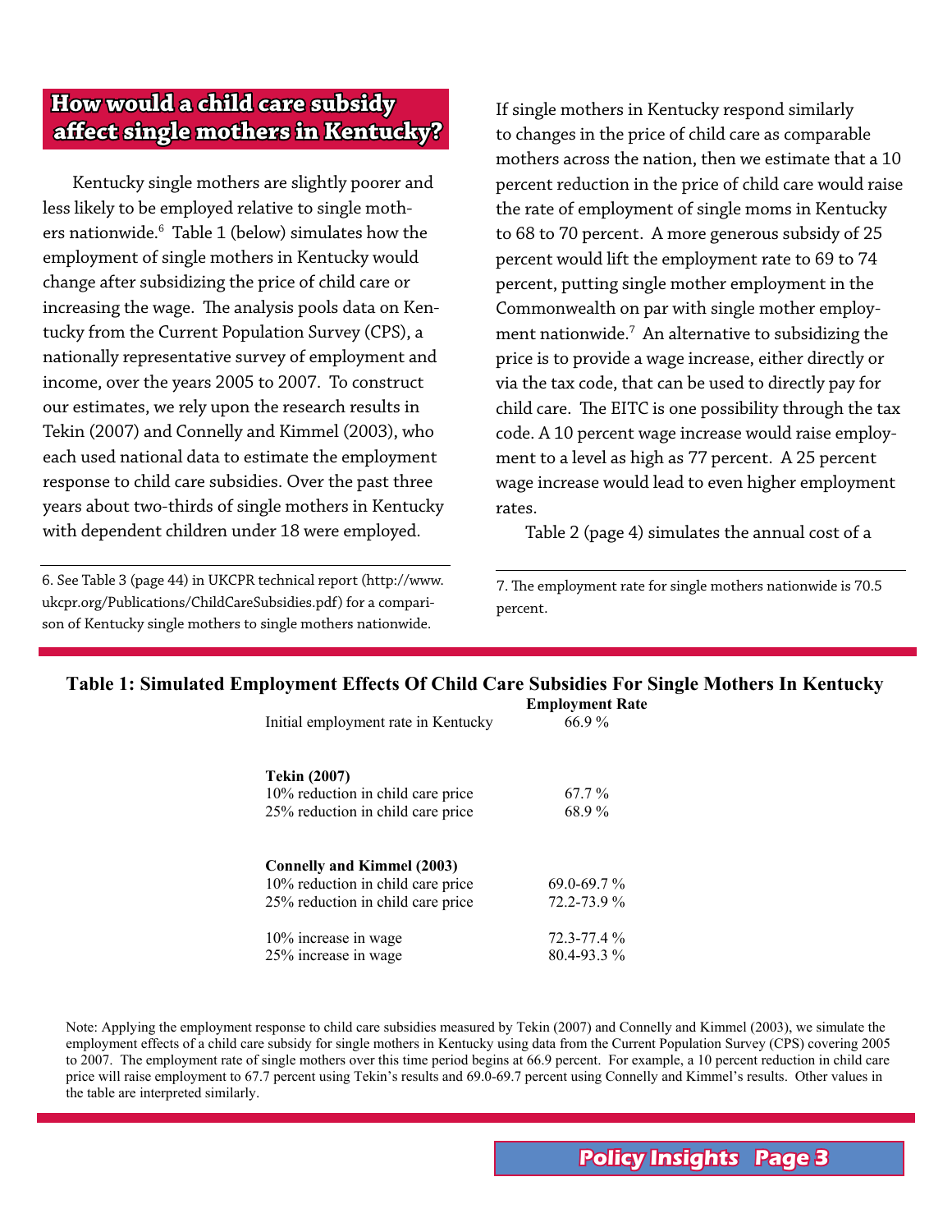## How would a child care subsidy affect single mothers in Kentucky?

Kentucky single mothers are slightly poorer and less likely to be employed relative to single mothers nationwide.[6] Table 1 (below) simulates how the employment of single mothers in Kentucky would change after subsidizing the price of child care or increasing the wage. The analysis pools data on Kentucky from the Current Population Survey (CPS), a nationally representative survey of employment and income, over the years 2005 to 2007. To construct our estimates, we rely upon the research results in Tekin (2007) and Connelly and Kimmel (2003), who each used national data to estimate the employment response to child care subsidies. Over the past three years about two-thirds of single mothers in Kentucky with dependent children under 18 were employed.

If single mothers in Kentucky respond similarly to changes in the price of child care as comparable mothers across the nation, then we estimate that a 10 percent reduction in the price of child care would raise the rate of employment of single moms in Kentucky to 68 to 70 percent. A more generous subsidy of 25 percent would lift the employment rate to 69 to 74 percent, putting single mother employment in the Commonwealth on par with single mother employment nationwide.[7] An alternative to subsidizing the price is to provide a wage increase, either directly or via the tax code, that can be used to directly pay for child care. The EITC is one possibility through the tax code. A 10 percent wage increase would raise employment to a level as high as 77 percent. A 25 percent wage increase would lead to even higher employment rates.

Table 2 (page 4) simulates the annual cost of a

6. See Table 3 (page 44) in UKCPR technical report (http://www.ukcpr.org/Publications/ChildCareSubsidies.pdf) for a comparison of Kentucky single mothers to single mothers nationwide.

7. The employment rate for single mothers nationwide is 70.5 percent.

**Table 1: Simulated Employment Effects Of Child Care Subsidies For Single Mothers In Kentucky**

| | **Employment Rate** |
|---|---|
| Initial employment rate in Kentucky | 66.9 % |
| **Tekin (2007)** | |
| 10% reduction in child care price | 67.7 % |
| 25% reduction in child care price | 68.9 % |
| **Connelly and Kimmel (2003)** | |
| 10% reduction in child care price | 69.0-69.7 % |
| 25% reduction in child care price | 72.2-73.9 % |
| 10% increase in wage | 72.3-77.4 % |
| 25% increase in wage | 80.4-93.3 % |

Note: Applying the employment response to child care subsidies measured by Tekin (2007) and Connelly and Kimmel (2003), we simulate the employment effects of a child care subsidy for single mothers in Kentucky using data from the Current Population Survey (CPS) covering 2005 to 2007. The employment rate of single mothers over this time period begins at 66.9 percent. For example, a 10 percent reduction in child care price will raise employment to 67.7 percent using Tekin's results and 69.0-69.7 percent using Connelly and Kimmel's results. Other values in the table are interpreted similarly.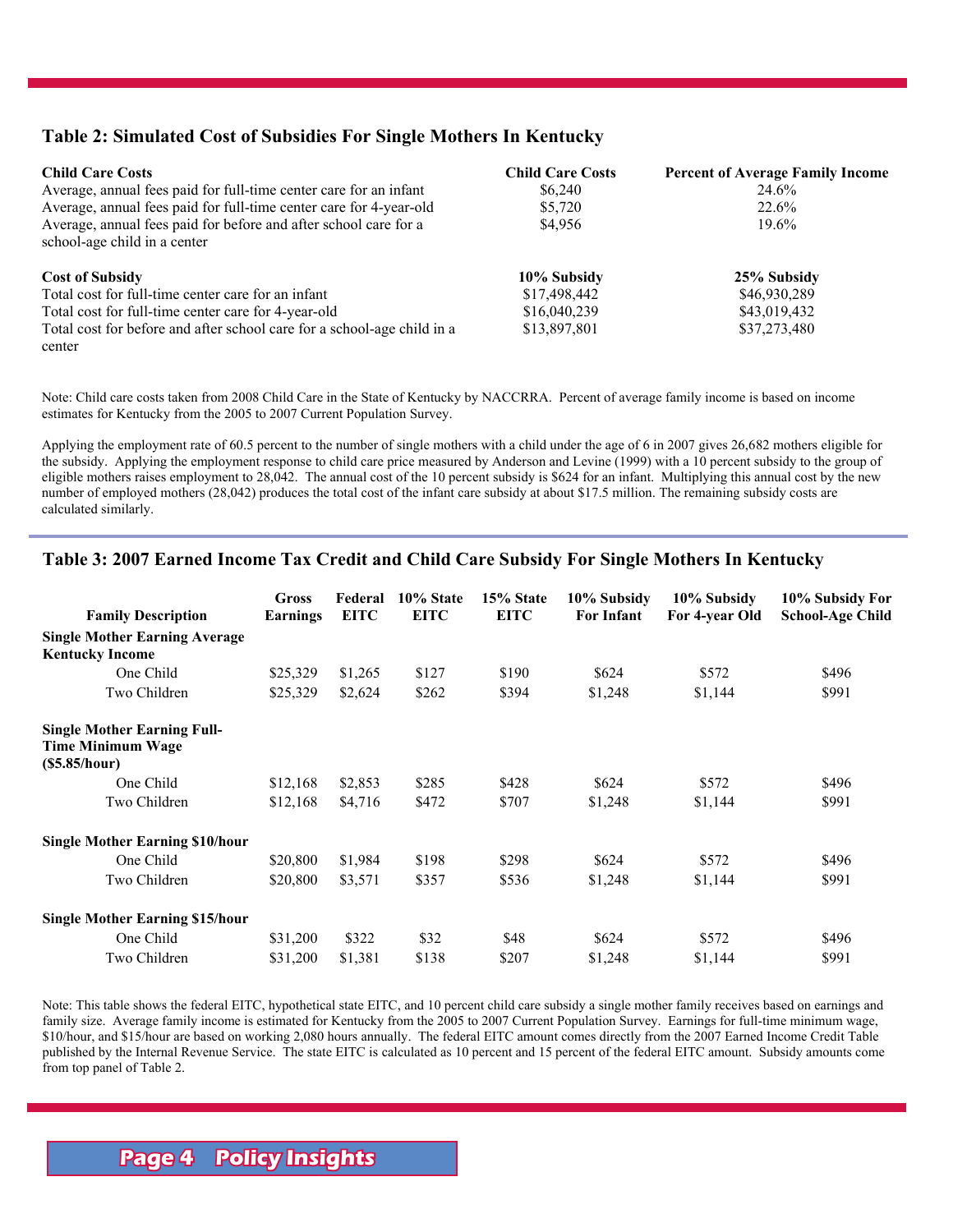### Table 2: Simulated Cost of Subsidies For Single Mothers In Kentucky

| **Child Care Costs** | **Child Care Costs** | **Percent of Average Family Income** |
|---|---|---|
| Average, annual fees paid for full-time center care for an infant | $6,240 | 24.6% |
| Average, annual fees paid for full-time center care for 4-year-old | $5,720 | 22.6% |
| Average, annual fees paid for before and after school care for a school-age child in a center | $4,956 | 19.6% |
| **Cost of Subsidy** | **10% Subsidy** | **25% Subsidy** |
| Total cost for full-time center care for an infant | $17,498,442 | $46,930,289 |
| Total cost for full-time center care for 4-year-old | $16,040,239 | $43,019,432 |
| Total cost for before and after school care for a school-age child in a center | $13,897,801 | $37,273,480 |

Note: Child care costs taken from 2008 Child Care in the State of Kentucky by NACCRRA. Percent of average family income is based on income estimates for Kentucky from the 2005 to 2007 Current Population Survey.

Applying the employment rate of 60.5 percent to the number of single mothers with a child under the age of 6 in 2007 gives 26,682 mothers eligible for the subsidy. Applying the employment response to child care price measured by Anderson and Levine (1999) with a 10 percent subsidy to the group of eligible mothers raises employment to 28,042. The annual cost of the 10 percent subsidy is $624 for an infant. Multiplying this annual cost by the new number of employed mothers (28,042) produces the total cost of the infant care subsidy at about $17.5 million. The remaining subsidy costs are calculated similarly.

### Table 3: 2007 Earned Income Tax Credit and Child Care Subsidy For Single Mothers In Kentucky

| Family Description | Gross Earnings | Federal EITC | 10% State EITC | 15% State EITC | 10% Subsidy For Infant | 10% Subsidy For 4-year Old | 10% Subsidy For School-Age Child |
|---|---|---|---|---|---|---|---|
| **Single Mother Earning Average Kentucky Income** | | | | | | | |
| One Child | $25,329 | $1,265 | $127 | $190 | $624 | $572 | $496 |
| Two Children | $25,329 | $2,624 | $262 | $394 | $1,248 | $1,144 | $991 |
| **Single Mother Earning Full-Time Minimum Wage ($5.85/hour)** | | | | | | | |
| One Child | $12,168 | $2,853 | $285 | $428 | $624 | $572 | $496 |
| Two Children | $12,168 | $4,716 | $472 | $707 | $1,248 | $1,144 | $991 |
| **Single Mother Earning $10/hour** | | | | | | | |
| One Child | $20,800 | $1,984 | $198 | $298 | $624 | $572 | $496 |
| Two Children | $20,800 | $3,571 | $357 | $536 | $1,248 | $1,144 | $991 |
| **Single Mother Earning $15/hour** | | | | | | | |
| One Child | $31,200 | $322 | $32 | $48 | $624 | $572 | $496 |
| Two Children | $31,200 | $1,381 | $138 | $207 | $1,248 | $1,144 | $991 |

Note: This table shows the federal EITC, hypothetical state EITC, and 10 percent child care subsidy a single mother family receives based on earnings and family size. Average family income is estimated for Kentucky from the 2005 to 2007 Current Population Survey. Earnings for full-time minimum wage, $10/hour, and $15/hour are based on working 2,080 hours annually. The federal EITC amount comes directly from the 2007 Earned Income Credit Table published by the Internal Revenue Service. The state EITC is calculated as 10 percent and 15 percent of the federal EITC amount. Subsidy amounts come from top panel of Table 2.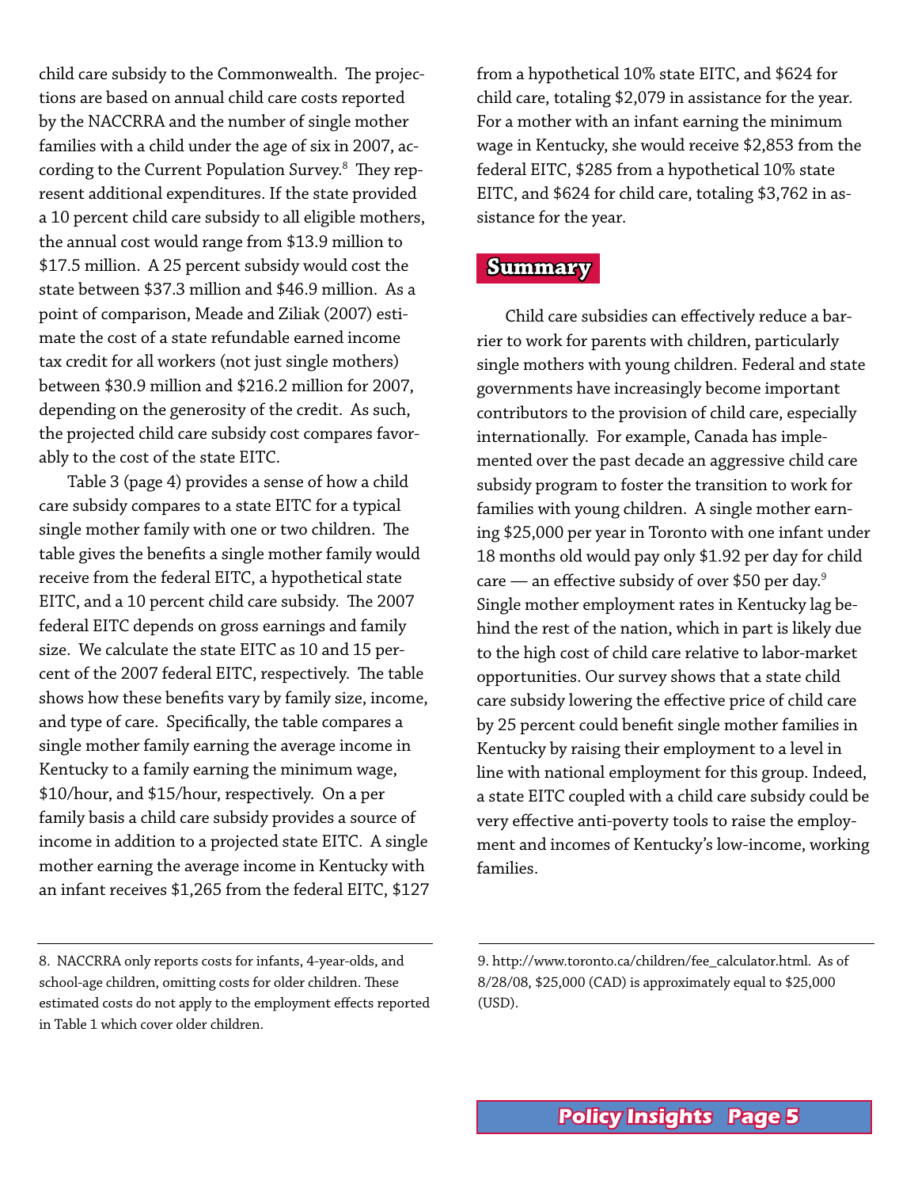child care subsidy to the Commonwealth. The projections are based on annual child care costs reported by the NACCRRA and the number of single mother families with a child under the age of six in 2007, according to the Current Population Survey.[8] They represent additional expenditures. If the state provided a 10 percent child care subsidy to all eligible mothers, the annual cost would range from $13.9 million to $17.5 million. A 25 percent subsidy would cost the state between $37.3 million and $46.9 million. As a point of comparison, Meade and Ziliak (2007) estimate the cost of a state refundable earned income tax credit for all workers (not just single mothers) between $30.9 million and $216.2 million for 2007, depending on the generosity of the credit. As such, the projected child care subsidy cost compares favorably to the cost of the state EITC.

Table 3 (page 4) provides a sense of how a child care subsidy compares to a state EITC for a typical single mother family with one or two children. The table gives the benefits a single mother family would receive from the federal EITC, a hypothetical state EITC, and a 10 percent child care subsidy. The 2007 federal EITC depends on gross earnings and family size. We calculate the state EITC as 10 and 15 percent of the 2007 federal EITC, respectively. The table shows how these benefits vary by family size, income, and type of care. Specifically, the table compares a single mother family earning the average income in Kentucky to a family earning the minimum wage, $10/hour, and $15/hour, respectively. On a per family basis a child care subsidy provides a source of income in addition to a projected state EITC. A single mother earning the average income in Kentucky with an infant receives $1,265 from the federal EITC, $127 from a hypothetical 10% state EITC, and $624 for child care, totaling $2,079 in assistance for the year. For a mother with an infant earning the minimum wage in Kentucky, she would receive $2,853 from the federal EITC, $285 from a hypothetical 10% state EITC, and $624 for child care, totaling $3,762 in assistance for the year.

## Summary

Child care subsidies can effectively reduce a barrier to work for parents with children, particularly single mothers with young children. Federal and state governments have increasingly become important contributors to the provision of child care, especially internationally. For example, Canada has implemented over the past decade an aggressive child care subsidy program to foster the transition to work for families with young children. A single mother earning $25,000 per year in Toronto with one infant under 18 months old would pay only $1.92 per day for child care — an effective subsidy of over $50 per day.[9] Single mother employment rates in Kentucky lag behind the rest of the nation, which in part is likely due to the high cost of child care relative to labor-market opportunities. Our survey shows that a state child care subsidy lowering the effective price of child care by 25 percent could benefit single mother families in Kentucky by raising their employment to a level in line with national employment for this group. Indeed, a state EITC coupled with a child care subsidy could be very effective anti-poverty tools to raise the employment and incomes of Kentucky's low-income, working families.

---

8. NACCRRA only reports costs for infants, 4-year-olds, and school-age children, omitting costs for older children. These estimated costs do not apply to the employment effects reported in Table 1 which cover older children.

9. http://www.toronto.ca/children/fee_calculator.html. As of 8/28/08, $25,000 (CAD) is approximately equal to $25,000 (USD).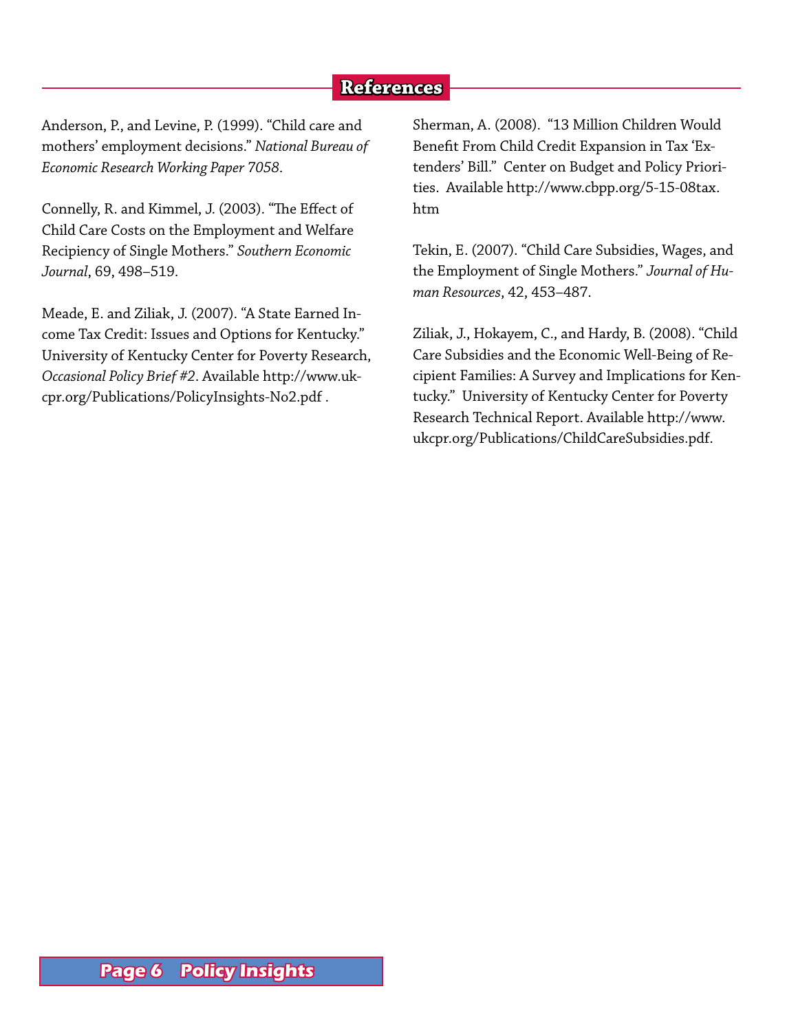## References

Anderson, P., and Levine, P. (1999). "Child care and mothers' employment decisions." *National Bureau of Economic Research Working Paper 7058*.

Connelly, R. and Kimmel, J. (2003). "The Effect of Child Care Costs on the Employment and Welfare Recipiency of Single Mothers." *Southern Economic Journal*, 69, 498–519.

Meade, E. and Ziliak, J. (2007). "A State Earned Income Tax Credit: Issues and Options for Kentucky." University of Kentucky Center for Poverty Research, *Occasional Policy Brief #2*. Available http://www.ukcpr.org/Publications/PolicyInsights-No2.pdf .

Sherman, A. (2008). "13 Million Children Would Benefit From Child Credit Expansion in Tax 'Extenders' Bill." Center on Budget and Policy Priorities. Available http://www.cbpp.org/5-15-08tax.htm

Tekin, E. (2007). "Child Care Subsidies, Wages, and the Employment of Single Mothers." *Journal of Human Resources*, 42, 453–487.

Ziliak, J., Hokayem, C., and Hardy, B. (2008). "Child Care Subsidies and the Economic Well-Being of Recipient Families: A Survey and Implications for Kentucky." University of Kentucky Center for Poverty Research Technical Report. Available http://www.ukcpr.org/Publications/ChildCareSubsidies.pdf.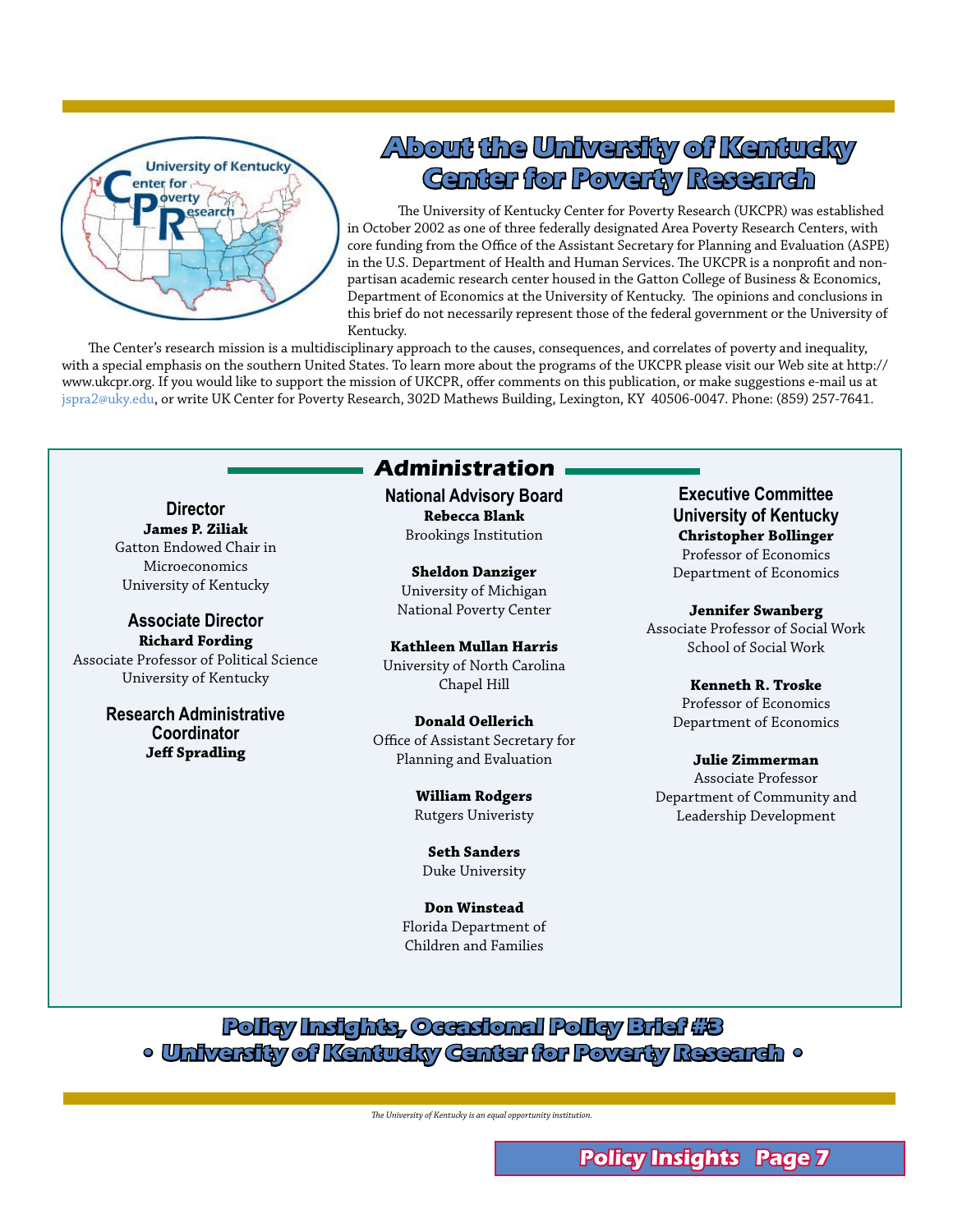# About the University of Kentucky Center for Poverty Research

The University of Kentucky Center for Poverty Research (UKCPR) was established in October 2002 as one of three federally designated Area Poverty Research Centers, with core funding from the Office of the Assistant Secretary for Planning and Evaluation (ASPE) in the U.S. Department of Health and Human Services. The UKCPR is a nonprofit and non-partisan academic research center housed in the Gatton College of Business & Economics, Department of Economics at the University of Kentucky. The opinions and conclusions in this brief do not necessarily represent those of the federal government or the University of Kentucky.

The Center's research mission is a multidisciplinary approach to the causes, consequences, and correlates of poverty and inequality, with a special emphasis on the southern United States. To learn more about the programs of the UKCPR please visit our Web site at http://www.ukcpr.org. If you would like to support the mission of UKCPR, offer comments on this publication, or make suggestions e-mail us at jspra2@uky.edu, or write UK Center for Poverty Research, 302D Mathews Building, Lexington, KY 40506-0047. Phone: (859) 257-7641.

## Administration

### Director
**James P. Ziliak**
Gatton Endowed Chair in Microeconomics
University of Kentucky

### Associate Director
**Richard Fording**
Associate Professor of Political Science
University of Kentucky

### Research Administrative Coordinator
**Jeff Spradling**

### National Advisory Board

**Rebecca Blank**
Brookings Institution

**Sheldon Danziger**
University of Michigan
National Poverty Center

**Kathleen Mullan Harris**
University of North Carolina
Chapel Hill

**Donald Oellerich**
Office of Assistant Secretary for Planning and Evaluation

**William Rodgers**
Rutgers Univeristy

**Seth Sanders**
Duke University

**Don Winstead**
Florida Department of Children and Families

### Executive Committee University of Kentucky

**Christopher Bollinger**
Professor of Economics
Department of Economics

**Jennifer Swanberg**
Associate Professor of Social Work
School of Social Work

**Kenneth R. Troske**
Professor of Economics
Department of Economics

**Julie Zimmerman**
Associate Professor
Department of Community and Leadership Development

**Policy Insights, Occasional Policy Brief #3**
**• University of Kentucky Center for Poverty Research •**

*The University of Kentucky is an equal opportunity institution.*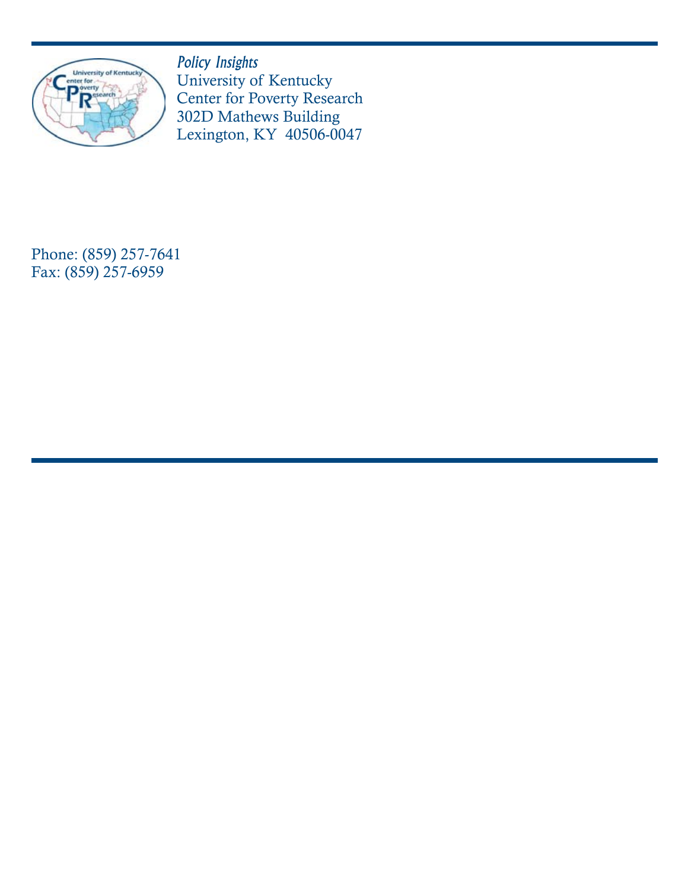*Policy Insights*
University of Kentucky
Center for Poverty Research
302D Mathews Building
Lexington, KY 40506-0047

Phone: (859) 257-7641
Fax: (859) 257-6959